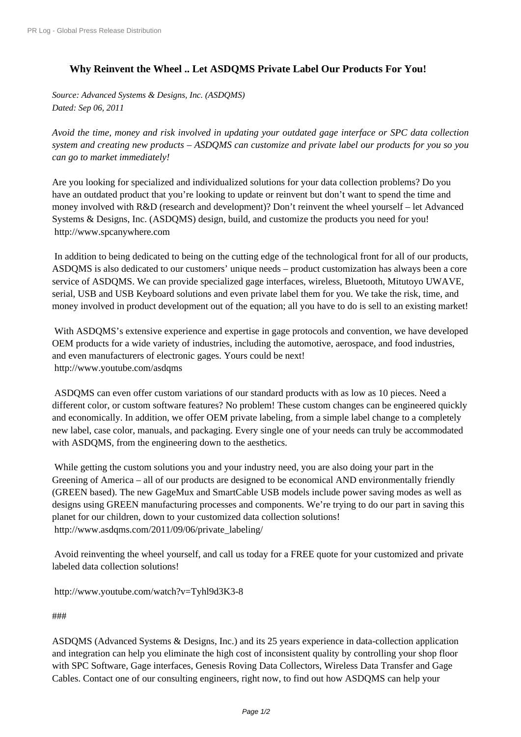# Why Reinvent the Wheel .. Let ASDQMS Private Label Our Products For You!

*Source: Advanced Systems & Designs, Inc. (ASDQMS)*
*Dated: Sep 06, 2011*

*Avoid the time, money and risk involved in updating your outdated gage interface or SPC data collection system and creating new products – ASDQMS can customize and private label our products for you so you can go to market immediately!*

Are you looking for specialized and individualized solutions for your data collection problems? Do you have an outdated product that you're looking to update or reinvent but don't want to spend the time and money involved with R&D (research and development)? Don't reinvent the wheel yourself – let Advanced Systems & Designs, Inc. (ASDQMS) design, build, and customize the products you need for you!
http://www.spcanywhere.com

In addition to being dedicated to being on the cutting edge of the technological front for all of our products, ASDQMS is also dedicated to our customers' unique needs – product customization has always been a core service of ASDQMS. We can provide specialized gage interfaces, wireless, Bluetooth, Mitutoyo UWAVE, serial, USB and USB Keyboard solutions and even private label them for you. We take the risk, time, and money involved in product development out of the equation; all you have to do is sell to an existing market!

With ASDQMS's extensive experience and expertise in gage protocols and convention, we have developed OEM products for a wide variety of industries, including the automotive, aerospace, and food industries, and even manufacturers of electronic gages. Yours could be next!
http://www.youtube.com/asdqms

ASDQMS can even offer custom variations of our standard products with as low as 10 pieces. Need a different color, or custom software features? No problem! These custom changes can be engineered quickly and economically. In addition, we offer OEM private labeling, from a simple label change to a completely new label, case color, manuals, and packaging. Every single one of your needs can truly be accommodated with ASDQMS, from the engineering down to the aesthetics.

While getting the custom solutions you and your industry need, you are also doing your part in the Greening of America – all of our products are designed to be economical AND environmentally friendly (GREEN based). The new GageMux and SmartCable USB models include power saving modes as well as designs using GREEN manufacturing processes and components. We're trying to do our part in saving this planet for our children, down to your customized data collection solutions!
http://www.asdqms.com/2011/09/06/private_labeling/

Avoid reinventing the wheel yourself, and call us today for a FREE quote for your customized and private labeled data collection solutions!

http://www.youtube.com/watch?v=Tyhl9d3K3-8

###

ASDQMS (Advanced Systems & Designs, Inc.) and its 25 years experience in data-collection application and integration can help you eliminate the high cost of inconsistent quality by controlling your shop floor with SPC Software, Gage interfaces, Genesis Roving Data Collectors, Wireless Data Transfer and Gage Cables. Contact one of our consulting engineers, right now, to find out how ASDQMS can help your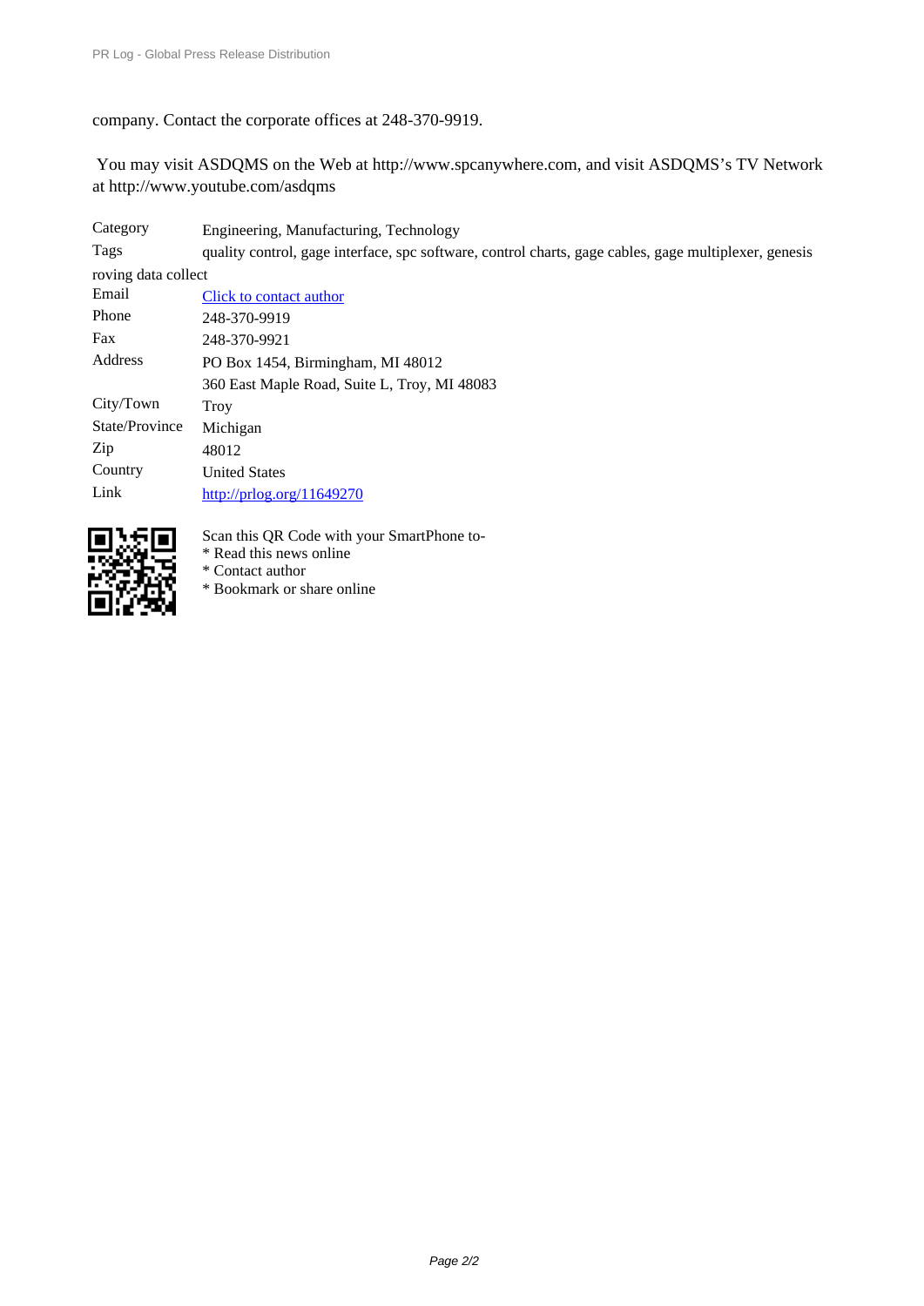company. Contact the corporate offices at 248-370-9919.

You may visit ASDQMS on the Web at http://www.spcanywhere.com, and visit ASDQMS's TV Network at http://www.youtube.com/asdqms

| | |
|---|---|
| Category | Engineering, Manufacturing, Technology |
| Tags | quality control, gage interface, spc software, control charts, gage cables, gage multiplexer, genesis roving data collect |
| Email | Click to contact author |
| Phone | 248-370-9919 |
| Fax | 248-370-9921 |
| Address | PO Box 1454, Birmingham, MI 48012<br>360 East Maple Road, Suite L, Troy, MI 48083 |
| City/Town | Troy |
| State/Province | Michigan |
| Zip | 48012 |
| Country | United States |
| Link | http://prlog.org/11649270 |

Scan this QR Code with your SmartPhone to-
* Read this news online
* Contact author
* Bookmark or share online